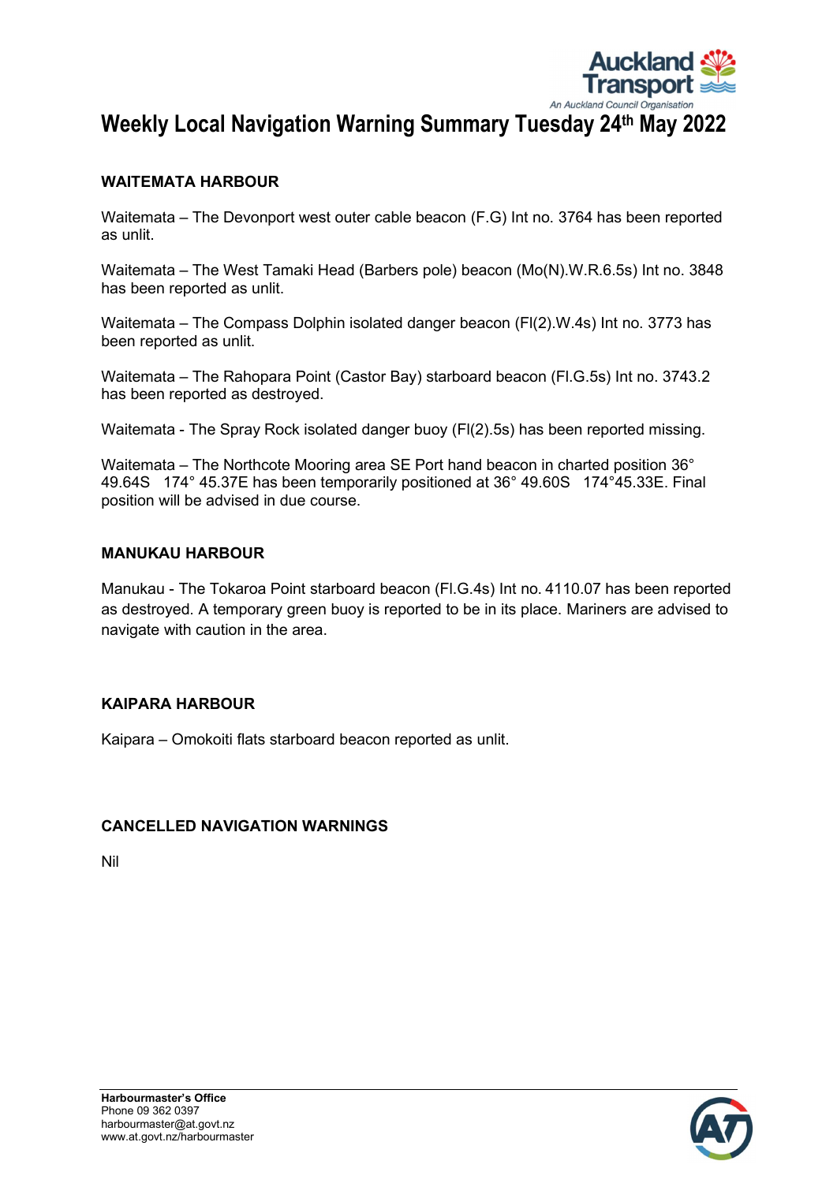# Weekly Local Navigation Warning Summary Tuesday 24th May 2022

## WAITEMATA HARBOUR

Waitemata – The Devonport west outer cable beacon (F.G) Int no. 3764 has been reported as unlit.

Waitemata – The West Tamaki Head (Barbers pole) beacon (Mo(N).W.R.6.5s) Int no. 3848 has been reported as unlit.

Waitemata – The Compass Dolphin isolated danger beacon (Fl(2).W.4s) Int no. 3773 has been reported as unlit.

Waitemata – The Rahopara Point (Castor Bay) starboard beacon (Fl.G.5s) Int no. 3743.2 has been reported as destroyed.

Waitemata - The Spray Rock isolated danger buoy (Fl(2).5s) has been reported missing.

Waitemata – The Northcote Mooring area SE Port hand beacon in charted position 36° 49.64S 174° 45.37E has been temporarily positioned at 36° 49.60S 174°45.33E. Final position will be advised in due course.

## MANUKAU HARBOUR

Manukau - The Tokaroa Point starboard beacon (Fl.G.4s) Int no. 4110.07 has been reported as destroyed. A temporary green buoy is reported to be in its place. Mariners are advised to navigate with caution in the area.

## KAIPARA HARBOUR

Kaipara – Omokoiti flats starboard beacon reported as unlit.

## CANCELLED NAVIGATION WARNINGS

Nil

**Harbourmaster's Office**
Phone 09 362 0397
harbourmaster@at.govt.nz
www.at.govt.nz/harbourmaster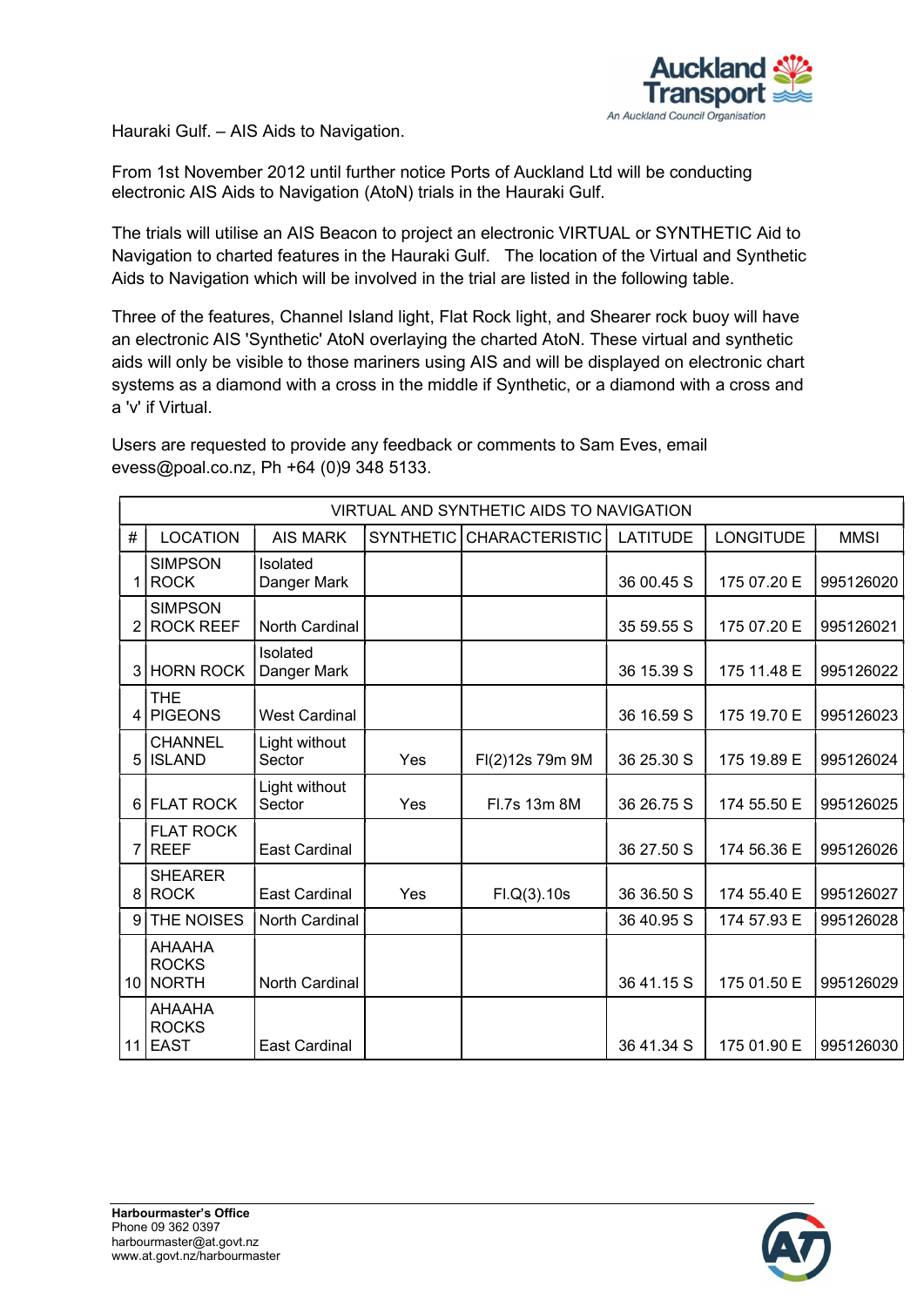Hauraki Gulf. – AIS Aids to Navigation.

From 1st November 2012 until further notice Ports of Auckland Ltd will be conducting electronic AIS Aids to Navigation (AtoN) trials in the Hauraki Gulf.

The trials will utilise an AIS Beacon to project an electronic VIRTUAL or SYNTHETIC Aid to Navigation to charted features in the Hauraki Gulf. The location of the Virtual and Synthetic Aids to Navigation which will be involved in the trial are listed in the following table.

Three of the features, Channel Island light, Flat Rock light, and Shearer rock buoy will have an electronic AIS 'Synthetic' AtoN overlaying the charted AtoN. These virtual and synthetic aids will only be visible to those mariners using AIS and will be displayed on electronic chart systems as a diamond with a cross in the middle if Synthetic, or a diamond with a cross and a 'v' if Virtual.

Users are requested to provide any feedback or comments to Sam Eves, email evess@poal.co.nz, Ph +64 (0)9 348 5133.

| VIRTUAL AND SYNTHETIC AIDS TO NAVIGATION | | | | | | | |
|---|---|---|---|---|---|---|---|
| # | LOCATION | AIS MARK | SYNTHETIC | CHARACTERISTIC | LATITUDE | LONGITUDE | MMSI |
| 1 | SIMPSON ROCK | Isolated Danger Mark | | | 36 00.45 S | 175 07.20 E | 995126020 |
| 2 | SIMPSON ROCK REEF | North Cardinal | | | 35 59.55 S | 175 07.20 E | 995126021 |
| 3 | HORN ROCK | Isolated Danger Mark | | | 36 15.39 S | 175 11.48 E | 995126022 |
| 4 | THE PIGEONS | West Cardinal | | | 36 16.59 S | 175 19.70 E | 995126023 |
| 5 | CHANNEL ISLAND | Light without Sector | Yes | Fl(2)12s 79m 9M | 36 25.30 S | 175 19.89 E | 995126024 |
| 6 | FLAT ROCK | Light without Sector | Yes | Fl.7s 13m 8M | 36 26.75 S | 174 55.50 E | 995126025 |
| 7 | FLAT ROCK REEF | East Cardinal | | | 36 27.50 S | 174 56.36 E | 995126026 |
| 8 | SHEARER ROCK | East Cardinal | Yes | Fl.Q(3).10s | 36 36.50 S | 174 55.40 E | 995126027 |
| 9 | THE NOISES | North Cardinal | | | 36 40.95 S | 174 57.93 E | 995126028 |
| 10 | AHAAHA ROCKS NORTH | North Cardinal | | | 36 41.15 S | 175 01.50 E | 995126029 |
| 11 | AHAAHA ROCKS EAST | East Cardinal | | | 36 41.34 S | 175 01.90 E | 995126030 |

**Harbourmaster's Office**
Phone 09 362 0397
harbourmaster@at.govt.nz
www.at.govt.nz/harbourmaster